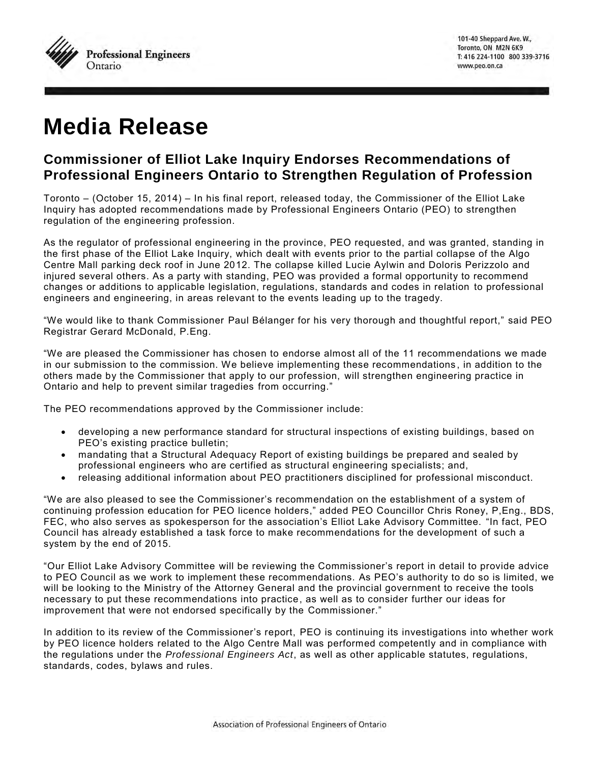Professional Engineers Ontario

101-40 Sheppard Ave. W.,
Toronto, ON M2N 6K9
T: 416 224-1100 800 339-3716
www.peo.on.ca

# Media Release

## Commissioner of Elliot Lake Inquiry Endorses Recommendations of Professional Engineers Ontario to Strengthen Regulation of Profession

Toronto – (October 15, 2014) – In his final report, released today, the Commissioner of the Elliot Lake Inquiry has adopted recommendations made by Professional Engineers Ontario (PEO) to strengthen regulation of the engineering profession.

As the regulator of professional engineering in the province, PEO requested, and was granted, standing in the first phase of the Elliot Lake Inquiry, which dealt with events prior to the partial collapse of the Algo Centre Mall parking deck roof in June 2012. The collapse killed Lucie Aylwin and Doloris Perizzolo and injured several others. As a party with standing, PEO was provided a formal opportunity to recommend changes or additions to applicable legislation, regulations, standards and codes in relation to professional engineers and engineering, in areas relevant to the events leading up to the tragedy.

"We would like to thank Commissioner Paul Bélanger for his very thorough and thoughtful report," said PEO Registrar Gerard McDonald, P.Eng.

"We are pleased the Commissioner has chosen to endorse almost all of the 11 recommendations we made in our submission to the commission. We believe implementing these recommendations, in addition to the others made by the Commissioner that apply to our profession, will strengthen engineering practice in Ontario and help to prevent similar tragedies from occurring."

The PEO recommendations approved by the Commissioner include:

- developing a new performance standard for structural inspections of existing buildings, based on PEO's existing practice bulletin;
- mandating that a Structural Adequacy Report of existing buildings be prepared and sealed by professional engineers who are certified as structural engineering specialists; and,
- releasing additional information about PEO practitioners disciplined for professional misconduct.

"We are also pleased to see the Commissioner's recommendation on the establishment of a system of continuing profession education for PEO licence holders," added PEO Councillor Chris Roney, P,Eng., BDS, FEC, who also serves as spokesperson for the association's Elliot Lake Advisory Committee. "In fact, PEO Council has already established a task force to make recommendations for the development of such a system by the end of 2015.

"Our Elliot Lake Advisory Committee will be reviewing the Commissioner's report in detail to provide advice to PEO Council as we work to implement these recommendations. As PEO's authority to do so is limited, we will be looking to the Ministry of the Attorney General and the provincial government to receive the tools necessary to put these recommendations into practice, as well as to consider further our ideas for improvement that were not endorsed specifically by the Commissioner."

In addition to its review of the Commissioner's report, PEO is continuing its investigations into whether work by PEO licence holders related to the Algo Centre Mall was performed competently and in compliance with the regulations under the *Professional Engineers Act*, as well as other applicable statutes, regulations, standards, codes, bylaws and rules.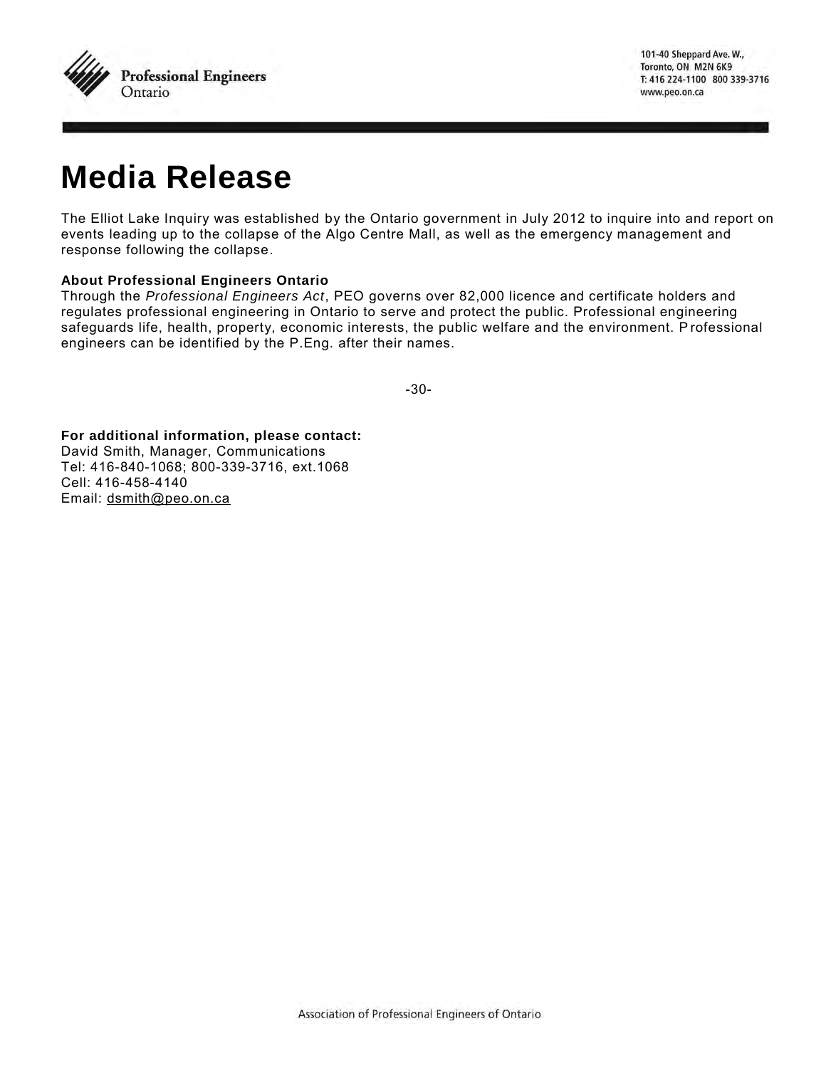# Media Release

The Elliot Lake Inquiry was established by the Ontario government in July 2012 to inquire into and report on events leading up to the collapse of the Algo Centre Mall, as well as the emergency management and response following the collapse.

**About Professional Engineers Ontario**
Through the *Professional Engineers Act*, PEO governs over 82,000 licence and certificate holders and regulates professional engineering in Ontario to serve and protect the public. Professional engineering safeguards life, health, property, economic interests, the public welfare and the environment. Professional engineers can be identified by the P.Eng. after their names.

-30-

**For additional information, please contact:**
David Smith, Manager, Communications
Tel: 416-840-1068; 800-339-3716, ext.1068
Cell: 416-458-4140
Email: dsmith@peo.on.ca